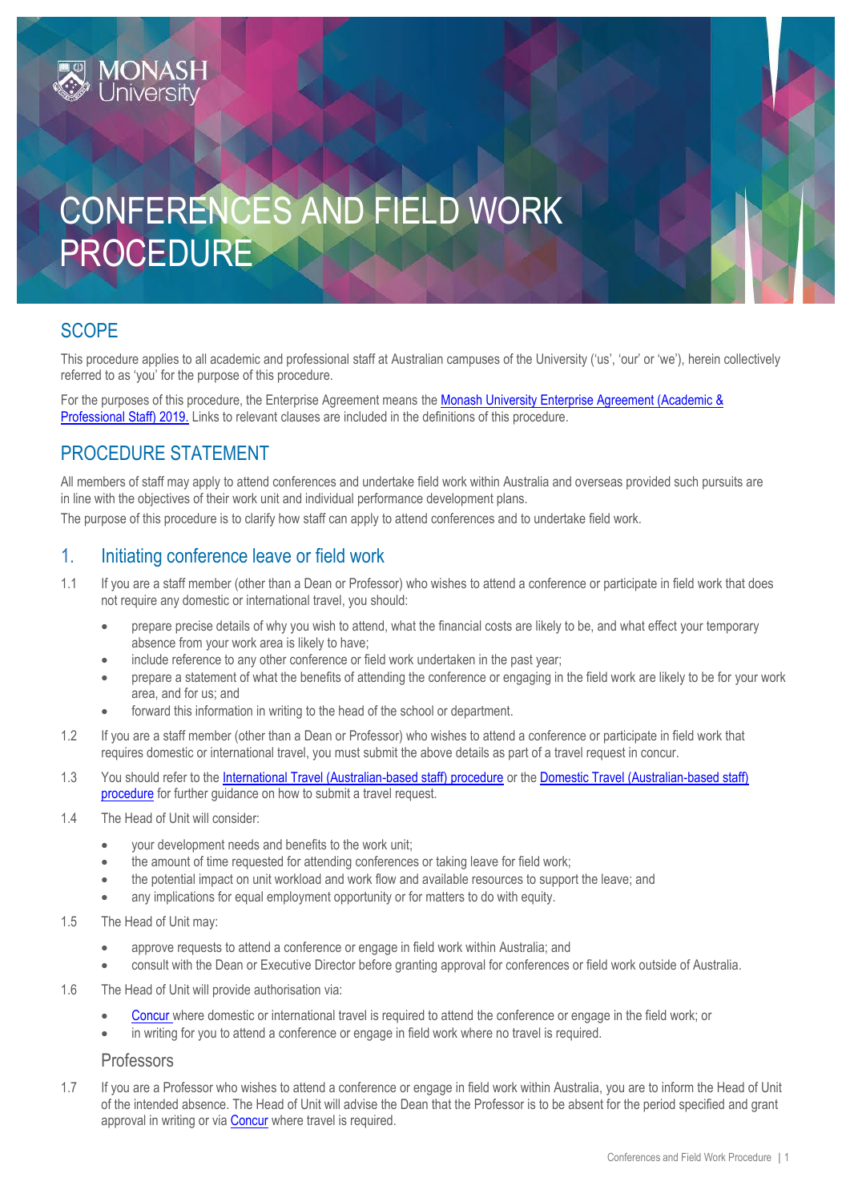# CONFERENCES AND FIELD WORK PROCEDURE

## SCOPE

This procedure applies to all academic and professional staff at Australian campuses of the University ('us', 'our' or 'we'), herein collectively referred to as 'you' for the purpose of this procedure.

For the purposes of this procedure, the Enterprise Agreement means the [Monash University Enterprise Agreement (Academic & Professional Staff) 2019.]() Links to relevant clauses are included in the definitions of this procedure.

## PROCEDURE STATEMENT

All members of staff may apply to attend conferences and undertake field work within Australia and overseas provided such pursuits are in line with the objectives of their work unit and individual performance development plans.

The purpose of this procedure is to clarify how staff can apply to attend conferences and to undertake field work.

## 1. Initiating conference leave or field work

1.1 If you are a staff member (other than a Dean or Professor) who wishes to attend a conference or participate in field work that does not require any domestic or international travel, you should:

- prepare precise details of why you wish to attend, what the financial costs are likely to be, and what effect your temporary absence from your work area is likely to have;
- include reference to any other conference or field work undertaken in the past year;
- prepare a statement of what the benefits of attending the conference or engaging in the field work are likely to be for your work area, and for us; and
- forward this information in writing to the head of the school or department.

1.2 If you are a staff member (other than a Dean or Professor) who wishes to attend a conference or participate in field work that requires domestic or international travel, you must submit the above details as part of a travel request in concur.

1.3 You should refer to the International Travel (Australian-based staff) procedure or the Domestic Travel (Australian-based staff) procedure for further guidance on how to submit a travel request.

1.4 The Head of Unit will consider:

- your development needs and benefits to the work unit;
- the amount of time requested for attending conferences or taking leave for field work;
- the potential impact on unit workload and work flow and available resources to support the leave; and
- any implications for equal employment opportunity or for matters to do with equity.

1.5 The Head of Unit may:

- approve requests to attend a conference or engage in field work within Australia; and
- consult with the Dean or Executive Director before granting approval for conferences or field work outside of Australia.

1.6 The Head of Unit will provide authorisation via:

- Concur where domestic or international travel is required to attend the conference or engage in the field work; or
- in writing for you to attend a conference or engage in field work where no travel is required.

### Professors

1.7 If you are a Professor who wishes to attend a conference or engage in field work within Australia, you are to inform the Head of Unit of the intended absence. The Head of Unit will advise the Dean that the Professor is to be absent for the period specified and grant approval in writing or via Concur where travel is required.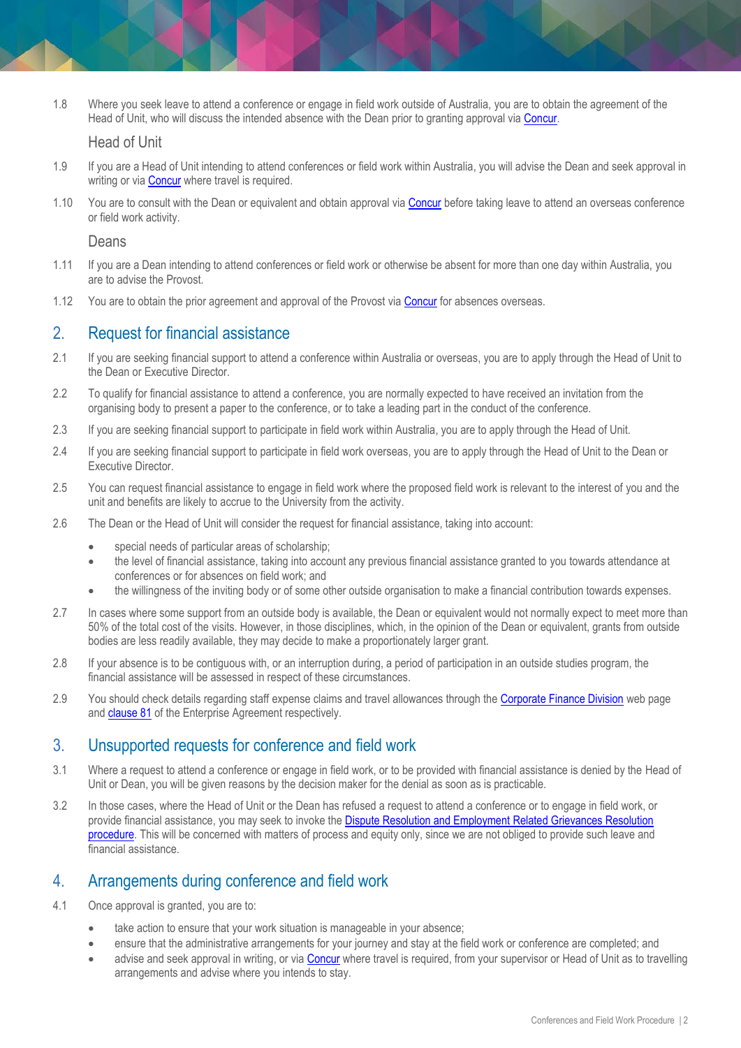1.8 Where you seek leave to attend a conference or engage in field work outside of Australia, you are to obtain the agreement of the Head of Unit, who will discuss the intended absence with the Dean prior to granting approval via Concur.

### Head of Unit

1.9 If you are a Head of Unit intending to attend conferences or field work within Australia, you will advise the Dean and seek approval in writing or via Concur where travel is required.

1.10 You are to consult with the Dean or equivalent and obtain approval via Concur before taking leave to attend an overseas conference or field work activity.

### Deans

1.11 If you are a Dean intending to attend conferences or field work or otherwise be absent for more than one day within Australia, you are to advise the Provost.

1.12 You are to obtain the prior agreement and approval of the Provost via Concur for absences overseas.

## 2. Request for financial assistance

2.1 If you are seeking financial support to attend a conference within Australia or overseas, you are to apply through the Head of Unit to the Dean or Executive Director.

2.2 To qualify for financial assistance to attend a conference, you are normally expected to have received an invitation from the organising body to present a paper to the conference, or to take a leading part in the conduct of the conference.

2.3 If you are seeking financial support to participate in field work within Australia, you are to apply through the Head of Unit.

2.4 If you are seeking financial support to participate in field work overseas, you are to apply through the Head of Unit to the Dean or Executive Director.

2.5 You can request financial assistance to engage in field work where the proposed field work is relevant to the interest of you and the unit and benefits are likely to accrue to the University from the activity.

2.6 The Dean or the Head of Unit will consider the request for financial assistance, taking into account:

- special needs of particular areas of scholarship;
- the level of financial assistance, taking into account any previous financial assistance granted to you towards attendance at conferences or for absences on field work; and
- the willingness of the inviting body or of some other outside organisation to make a financial contribution towards expenses.

2.7 In cases where some support from an outside body is available, the Dean or equivalent would not normally expect to meet more than 50% of the total cost of the visits. However, in those disciplines, which, in the opinion of the Dean or equivalent, grants from outside bodies are less readily available, they may decide to make a proportionately larger grant.

2.8 If your absence is to be contiguous with, or an interruption during, a period of participation in an outside studies program, the financial assistance will be assessed in respect of these circumstances.

2.9 You should check details regarding staff expense claims and travel allowances through the Corporate Finance Division web page and clause 81 of the Enterprise Agreement respectively.

## 3. Unsupported requests for conference and field work

3.1 Where a request to attend a conference or engage in field work, or to be provided with financial assistance is denied by the Head of Unit or Dean, you will be given reasons by the decision maker for the denial as soon as is practicable.

3.2 In those cases, where the Head of Unit or the Dean has refused a request to attend a conference or to engage in field work, or provide financial assistance, you may seek to invoke the Dispute Resolution and Employment Related Grievances Resolution procedure. This will be concerned with matters of process and equity only, since we are not obliged to provide such leave and financial assistance.

## 4. Arrangements during conference and field work

4.1 Once approval is granted, you are to:

- take action to ensure that your work situation is manageable in your absence;
- ensure that the administrative arrangements for your journey and stay at the field work or conference are completed; and
- advise and seek approval in writing, or via Concur where travel is required, from your supervisor or Head of Unit as to travelling arrangements and advise where you intends to stay.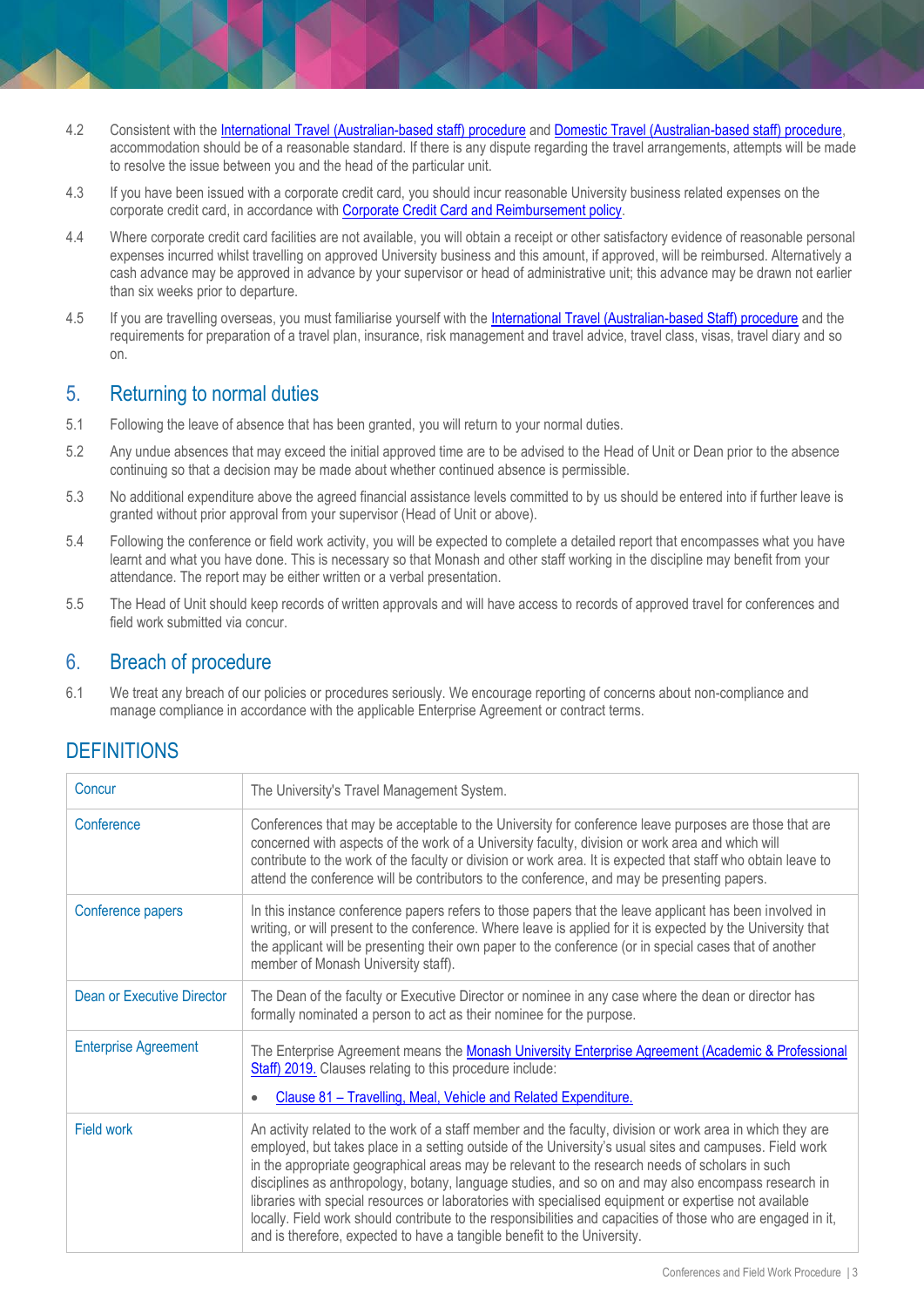4.2 Consistent with the International Travel (Australian-based staff) procedure and Domestic Travel (Australian-based staff) procedure, accommodation should be of a reasonable standard. If there is any dispute regarding the travel arrangements, attempts will be made to resolve the issue between you and the head of the particular unit.

4.3 If you have been issued with a corporate credit card, you should incur reasonable University business related expenses on the corporate credit card, in accordance with Corporate Credit Card and Reimbursement policy.

4.4 Where corporate credit card facilities are not available, you will obtain a receipt or other satisfactory evidence of reasonable personal expenses incurred whilst travelling on approved University business and this amount, if approved, will be reimbursed. Alternatively a cash advance may be approved in advance by your supervisor or head of administrative unit; this advance may be drawn not earlier than six weeks prior to departure.

4.5 If you are travelling overseas, you must familiarise yourself with the International Travel (Australian-based Staff) procedure and the requirements for preparation of a travel plan, insurance, risk management and travel advice, travel class, visas, travel diary and so on.

## 5. Returning to normal duties

5.1 Following the leave of absence that has been granted, you will return to your normal duties.

5.2 Any undue absences that may exceed the initial approved time are to be advised to the Head of Unit or Dean prior to the absence continuing so that a decision may be made about whether continued absence is permissible.

5.3 No additional expenditure above the agreed financial assistance levels committed to by us should be entered into if further leave is granted without prior approval from your supervisor (Head of Unit or above).

5.4 Following the conference or field work activity, you will be expected to complete a detailed report that encompasses what you have learnt and what you have done. This is necessary so that Monash and other staff working in the discipline may benefit from your attendance. The report may be either written or a verbal presentation.

5.5 The Head of Unit should keep records of written approvals and will have access to records of approved travel for conferences and field work submitted via concur.

## 6. Breach of procedure

6.1 We treat any breach of our policies or procedures seriously. We encourage reporting of concerns about non-compliance and manage compliance in accordance with the applicable Enterprise Agreement or contract terms.

# DEFINITIONS

| | |
|---|---|
| Concur | The University's Travel Management System. |
| Conference | Conferences that may be acceptable to the University for conference leave purposes are those that are concerned with aspects of the work of a University faculty, division or work area and which will contribute to the work of the faculty or division or work area. It is expected that staff who obtain leave to attend the conference will be contributors to the conference, and may be presenting papers. |
| Conference papers | In this instance conference papers refers to those papers that the leave applicant has been involved in writing, or will present to the conference. Where leave is applied for it is expected by the University that the applicant will be presenting their own paper to the conference (or in special cases that of another member of Monash University staff). |
| Dean or Executive Director | The Dean of the faculty or Executive Director or nominee in any case where the dean or director has formally nominated a person to act as their nominee for the purpose. |
| Enterprise Agreement | The Enterprise Agreement means the Monash University Enterprise Agreement (Academic & Professional Staff) 2019. Clauses relating to this procedure include: <br>• Clause 81 – Travelling, Meal, Vehicle and Related Expenditure. |
| Field work | An activity related to the work of a staff member and the faculty, division or work area in which they are employed, but takes place in a setting outside of the University's usual sites and campuses. Field work in the appropriate geographical areas may be relevant to the research needs of scholars in such disciplines as anthropology, botany, language studies, and so on and may also encompass research in libraries with special resources or laboratories with specialised equipment or expertise not available locally. Field work should contribute to the responsibilities and capacities of those who are engaged in it, and is therefore, expected to have a tangible benefit to the University. |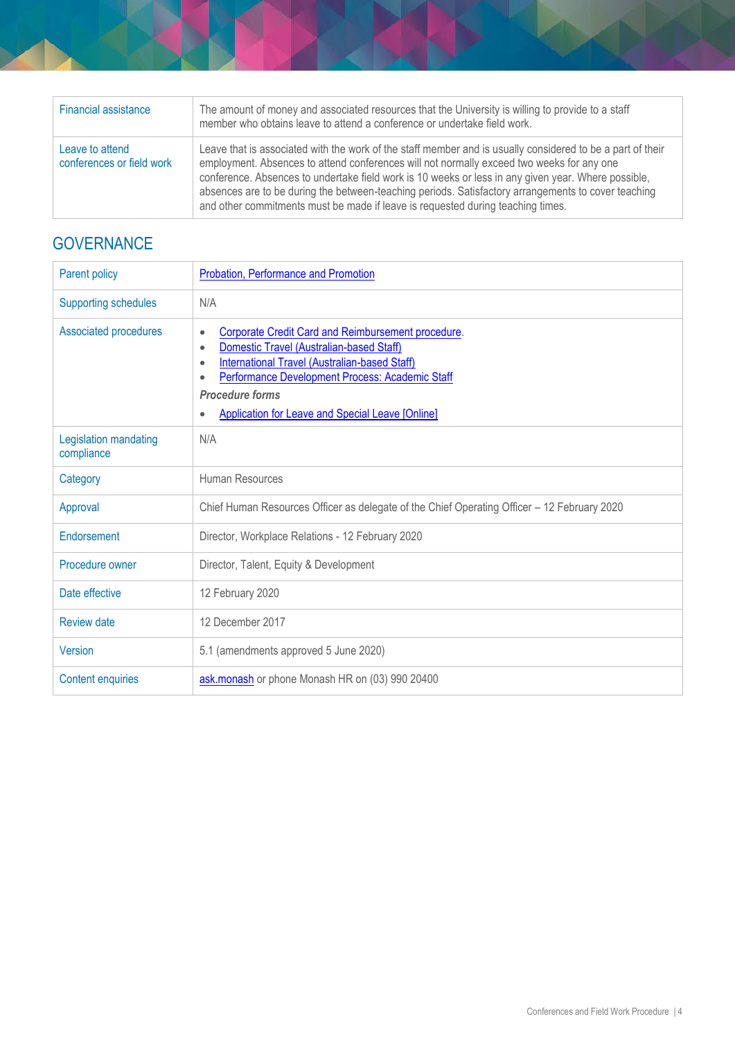| | |
|---|---|
| Financial assistance | The amount of money and associated resources that the University is willing to provide to a staff member who obtains leave to attend a conference or undertake field work. |
| Leave to attend conferences or field work | Leave that is associated with the work of the staff member and is usually considered to be a part of their employment. Absences to attend conferences will not normally exceed two weeks for any one conference. Absences to undertake field work is 10 weeks or less in any given year. Where possible, absences are to be during the between-teaching periods. Satisfactory arrangements to cover teaching and other commitments must be made if leave is requested during teaching times. |

## GOVERNANCE

| | |
|---|---|
| Parent policy | Probation, Performance and Promotion |
| Supporting schedules | N/A |
| Associated procedures | • Corporate Credit Card and Reimbursement procedure.<br>• Domestic Travel (Australian-based Staff)<br>• International Travel (Australian-based Staff)<br>• Performance Development Process: Academic Staff<br>***Procedure forms***<br>• Application for Leave and Special Leave [Online] |
| Legislation mandating compliance | N/A |
| Category | Human Resources |
| Approval | Chief Human Resources Officer as delegate of the Chief Operating Officer – 12 February 2020 |
| Endorsement | Director, Workplace Relations - 12 February 2020 |
| Procedure owner | Director, Talent, Equity & Development |
| Date effective | 12 February 2020 |
| Review date | 12 December 2017 |
| Version | 5.1 (amendments approved 5 June 2020) |
| Content enquiries | ask.monash or phone Monash HR on (03) 990 20400 |